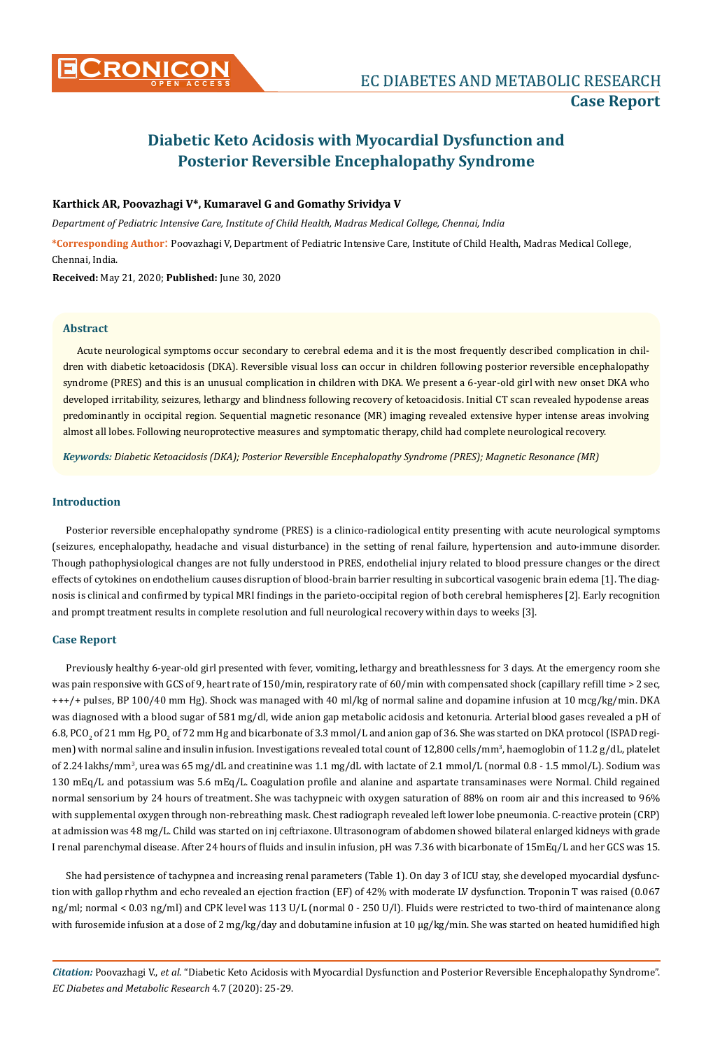# Diabetic Keto Acidosis with Myocardial Dysfunction and Posterior Reversible Encephalopathy Syndrome

**Karthick AR, Poovazhagi V\*, Kumaravel G and Gomathy Srividya V**

*Department of Pediatric Intensive Care, Institute of Child Health, Madras Medical College, Chennai, India*

**\*Corresponding Author**: Poovazhagi V, Department of Pediatric Intensive Care, Institute of Child Health, Madras Medical College, Chennai, India.

**Received:** May 21, 2020; **Published:** June 30, 2020

## Abstract

Acute neurological symptoms occur secondary to cerebral edema and it is the most frequently described complication in children with diabetic ketoacidosis (DKA). Reversible visual loss can occur in children following posterior reversible encephalopathy syndrome (PRES) and this is an unusual complication in children with DKA. We present a 6-year-old girl with new onset DKA who developed irritability, seizures, lethargy and blindness following recovery of ketoacidosis. Initial CT scan revealed hypodense areas predominantly in occipital region. Sequential magnetic resonance (MR) imaging revealed extensive hyper intense areas involving almost all lobes. Following neuroprotective measures and symptomatic therapy, child had complete neurological recovery.

***Keywords:*** *Diabetic Ketoacidosis (DKA); Posterior Reversible Encephalopathy Syndrome (PRES); Magnetic Resonance (MR)*

## Introduction

Posterior reversible encephalopathy syndrome (PRES) is a clinico-radiological entity presenting with acute neurological symptoms (seizures, encephalopathy, headache and visual disturbance) in the setting of renal failure, hypertension and auto-immune disorder. Though pathophysiological changes are not fully understood in PRES, endothelial injury related to blood pressure changes or the direct effects of cytokines on endothelium causes disruption of blood-brain barrier resulting in subcortical vasogenic brain edema [1]. The diagnosis is clinical and confirmed by typical MRI findings in the parieto-occipital region of both cerebral hemispheres [2]. Early recognition and prompt treatment results in complete resolution and full neurological recovery within days to weeks [3].

## Case Report

Previously healthy 6-year-old girl presented with fever, vomiting, lethargy and breathlessness for 3 days. At the emergency room she was pain responsive with GCS of 9, heart rate of 150/min, respiratory rate of 60/min with compensated shock (capillary refill time > 2 sec, +++/+ pulses, BP 100/40 mm Hg). Shock was managed with 40 ml/kg of normal saline and dopamine infusion at 10 mcg/kg/min. DKA was diagnosed with a blood sugar of 581 mg/dl, wide anion gap metabolic acidosis and ketonuria. Arterial blood gases revealed a pH of 6.8, $PCO_2$ of 21 mm Hg, $PO_2$ of 72 mm Hg and bicarbonate of 3.3 mmol/L and anion gap of 36. She was started on DKA protocol (ISPAD regimen) with normal saline and insulin infusion. Investigations revealed total count of 12,800 cells/mm$^3$, haemoglobin of 11.2 g/dL, platelet of 2.24 lakhs/mm$^3$, urea was 65 mg/dL and creatinine was 1.1 mg/dL with lactate of 2.1 mmol/L (normal 0.8 - 1.5 mmol/L). Sodium was 130 mEq/L and potassium was 5.6 mEq/L. Coagulation profile and alanine and aspartate transaminases were Normal. Child regained normal sensorium by 24 hours of treatment. She was tachypneic with oxygen saturation of 88% on room air and this increased to 96% with supplemental oxygen through non-rebreathing mask. Chest radiograph revealed left lower lobe pneumonia. C-reactive protein (CRP) at admission was 48 mg/L. Child was started on inj ceftriaxone. Ultrasonogram of abdomen showed bilateral enlarged kidneys with grade I renal parenchymal disease. After 24 hours of fluids and insulin infusion, pH was 7.36 with bicarbonate of 15mEq/L and her GCS was 15.

She had persistence of tachypnea and increasing renal parameters (Table 1). On day 3 of ICU stay, she developed myocardial dysfunction with gallop rhythm and echo revealed an ejection fraction (EF) of 42% with moderate LV dysfunction. Troponin T was raised (0.067 ng/ml; normal < 0.03 ng/ml) and CPK level was 113 U/L (normal 0 - 250 U/l). Fluids were restricted to two-third of maintenance along with furosemide infusion at a dose of 2 mg/kg/day and dobutamine infusion at 10 μg/kg/min. She was started on heated humidified high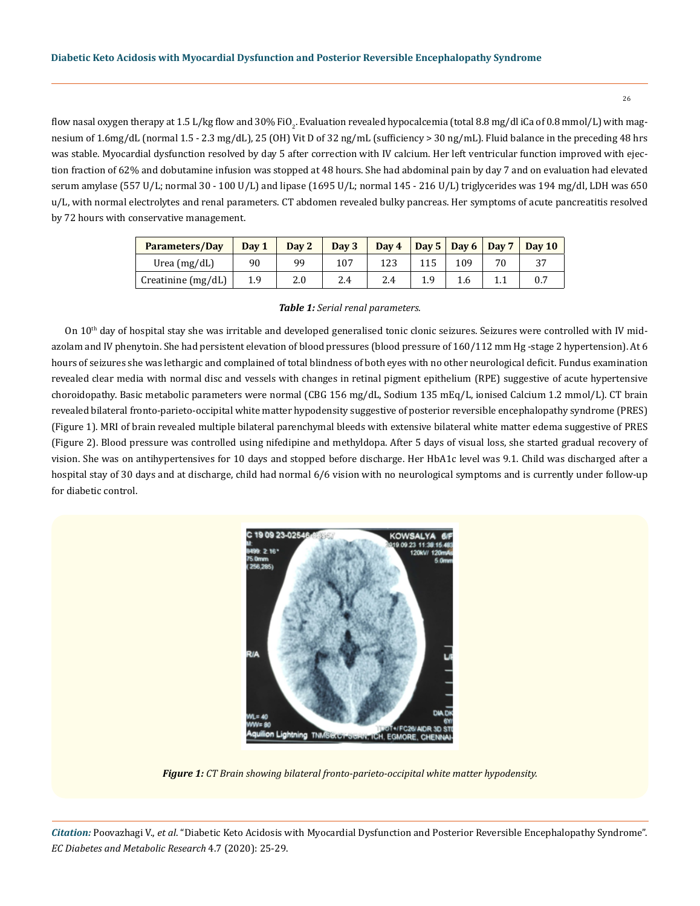flow nasal oxygen therapy at 1.5 L/kg flow and 30% $FiO_2$. Evaluation revealed hypocalcemia (total 8.8 mg/dl iCa of 0.8 mmol/L) with magnesium of 1.6mg/dL (normal 1.5 - 2.3 mg/dL), 25 (OH) Vit D of 32 ng/mL (sufficiency > 30 ng/mL). Fluid balance in the preceding 48 hrs was stable. Myocardial dysfunction resolved by day 5 after correction with IV calcium. Her left ventricular function improved with ejection fraction of 62% and dobutamine infusion was stopped at 48 hours. She had abdominal pain by day 7 and on evaluation had elevated serum amylase (557 U/L; normal 30 - 100 U/L) and lipase (1695 U/L; normal 145 - 216 U/L) triglycerides was 194 mg/dl, LDH was 650 u/L, with normal electrolytes and renal parameters. CT abdomen revealed bulky pancreas. Her symptoms of acute pancreatitis resolved by 72 hours with conservative management.

| Parameters/Day | Day 1 | Day 2 | Day 3 | Day 4 | Day 5 | Day 6 | Day 7 | Day 10 |
|---|---|---|---|---|---|---|---|---|
| Urea (mg/dL) | 90 | 99 | 107 | 123 | 115 | 109 | 70 | 37 |
| Creatinine (mg/dL) | 1.9 | 2.0 | 2.4 | 2.4 | 1.9 | 1.6 | 1.1 | 0.7 |

***Table 1:*** *Serial renal parameters.*

On 10th day of hospital stay she was irritable and developed generalised tonic clonic seizures. Seizures were controlled with IV midazolam and IV phenytoin. She had persistent elevation of blood pressures (blood pressure of 160/112 mm Hg -stage 2 hypertension). At 6 hours of seizures she was lethargic and complained of total blindness of both eyes with no other neurological deficit. Fundus examination revealed clear media with normal disc and vessels with changes in retinal pigment epithelium (RPE) suggestive of acute hypertensive choroidopathy. Basic metabolic parameters were normal (CBG 156 mg/dL, Sodium 135 mEq/L, ionised Calcium 1.2 mmol/L). CT brain revealed bilateral fronto-parieto-occipital white matter hypodensity suggestive of posterior reversible encephalopathy syndrome (PRES) (Figure 1). MRI of brain revealed multiple bilateral parenchymal bleeds with extensive bilateral white matter edema suggestive of PRES (Figure 2). Blood pressure was controlled using nifedipine and methyldopa. After 5 days of visual loss, she started gradual recovery of vision. She was on antihypertensives for 10 days and stopped before discharge. Her HbA1c level was 9.1. Child was discharged after a hospital stay of 30 days and at discharge, child had normal 6/6 vision with no neurological symptoms and is currently under follow-up for diabetic control.

***Figure 1:*** *CT Brain showing bilateral fronto-parieto-occipital white matter hypodensity.*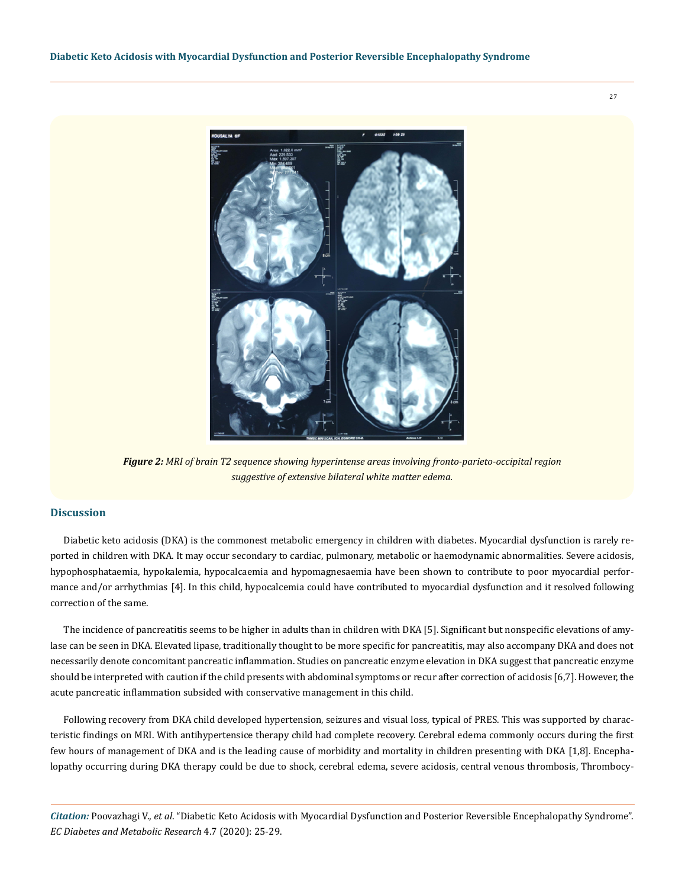*Figure 2: MRI of brain T2 sequence showing hyperintense areas involving fronto-parieto-occipital region suggestive of extensive bilateral white matter edema.*

## Discussion

Diabetic keto acidosis (DKA) is the commonest metabolic emergency in children with diabetes. Myocardial dysfunction is rarely reported in children with DKA. It may occur secondary to cardiac, pulmonary, metabolic or haemodynamic abnormalities. Severe acidosis, hypophosphataemia, hypokalemia, hypocalcaemia and hypomagnesaemia have been shown to contribute to poor myocardial performance and/or arrhythmias [4]. In this child, hypocalcemia could have contributed to myocardial dysfunction and it resolved following correction of the same.

The incidence of pancreatitis seems to be higher in adults than in children with DKA [5]. Significant but nonspecific elevations of amylase can be seen in DKA. Elevated lipase, traditionally thought to be more specific for pancreatitis, may also accompany DKA and does not necessarily denote concomitant pancreatic inflammation. Studies on pancreatic enzyme elevation in DKA suggest that pancreatic enzyme should be interpreted with caution if the child presents with abdominal symptoms or recur after correction of acidosis [6,7]. However, the acute pancreatic inflammation subsided with conservative management in this child.

Following recovery from DKA child developed hypertension, seizures and visual loss, typical of PRES. This was supported by characteristic findings on MRI. With antihypertensice therapy child had complete recovery. Cerebral edema commonly occurs during the first few hours of management of DKA and is the leading cause of morbidity and mortality in children presenting with DKA [1,8]. Encephalopathy occurring during DKA therapy could be due to shock, cerebral edema, severe acidosis, central venous thrombosis, Thrombocy-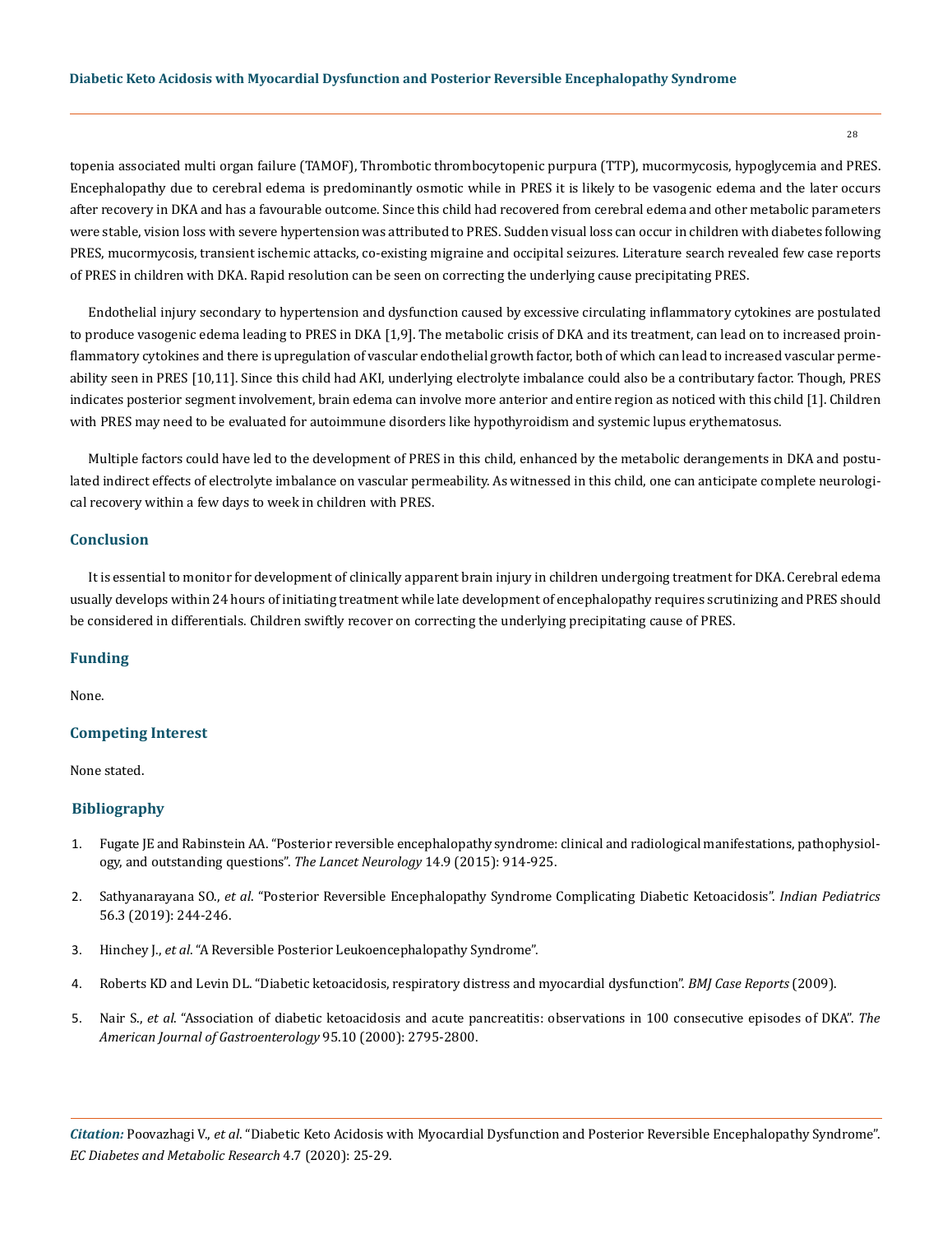topenia associated multi organ failure (TAMOF), Thrombotic thrombocytopenic purpura (TTP), mucormycosis, hypoglycemia and PRES. Encephalopathy due to cerebral edema is predominantly osmotic while in PRES it is likely to be vasogenic edema and the later occurs after recovery in DKA and has a favourable outcome. Since this child had recovered from cerebral edema and other metabolic parameters were stable, vision loss with severe hypertension was attributed to PRES. Sudden visual loss can occur in children with diabetes following PRES, mucormycosis, transient ischemic attacks, co-existing migraine and occipital seizures. Literature search revealed few case reports of PRES in children with DKA. Rapid resolution can be seen on correcting the underlying cause precipitating PRES.

Endothelial injury secondary to hypertension and dysfunction caused by excessive circulating inflammatory cytokines are postulated to produce vasogenic edema leading to PRES in DKA [1,9]. The metabolic crisis of DKA and its treatment, can lead on to increased proinflammatory cytokines and there is upregulation of vascular endothelial growth factor, both of which can lead to increased vascular permeability seen in PRES [10,11]. Since this child had AKI, underlying electrolyte imbalance could also be a contributary factor. Though, PRES indicates posterior segment involvement, brain edema can involve more anterior and entire region as noticed with this child [1]. Children with PRES may need to be evaluated for autoimmune disorders like hypothyroidism and systemic lupus erythematosus.

Multiple factors could have led to the development of PRES in this child, enhanced by the metabolic derangements in DKA and postulated indirect effects of electrolyte imbalance on vascular permeability. As witnessed in this child, one can anticipate complete neurological recovery within a few days to week in children with PRES.

## Conclusion

It is essential to monitor for development of clinically apparent brain injury in children undergoing treatment for DKA. Cerebral edema usually develops within 24 hours of initiating treatment while late development of encephalopathy requires scrutinizing and PRES should be considered in differentials. Children swiftly recover on correcting the underlying precipitating cause of PRES.

## Funding

None.

## Competing Interest

None stated.

## Bibliography

1. Fugate JE and Rabinstein AA. "Posterior reversible encephalopathy syndrome: clinical and radiological manifestations, pathophysiology, and outstanding questions". *The Lancet Neurology* 14.9 (2015): 914-925.
2. Sathyanarayana SO., *et al*. "Posterior Reversible Encephalopathy Syndrome Complicating Diabetic Ketoacidosis". *Indian Pediatrics* 56.3 (2019): 244-246.
3. Hinchey J., *et al*. "A Reversible Posterior Leukoencephalopathy Syndrome".
4. Roberts KD and Levin DL. "Diabetic ketoacidosis, respiratory distress and myocardial dysfunction". *BMJ Case Reports* (2009).
5. Nair S., *et al*. "Association of diabetic ketoacidosis and acute pancreatitis: observations in 100 consecutive episodes of DKA". *The American Journal of Gastroenterology* 95.10 (2000): 2795-2800.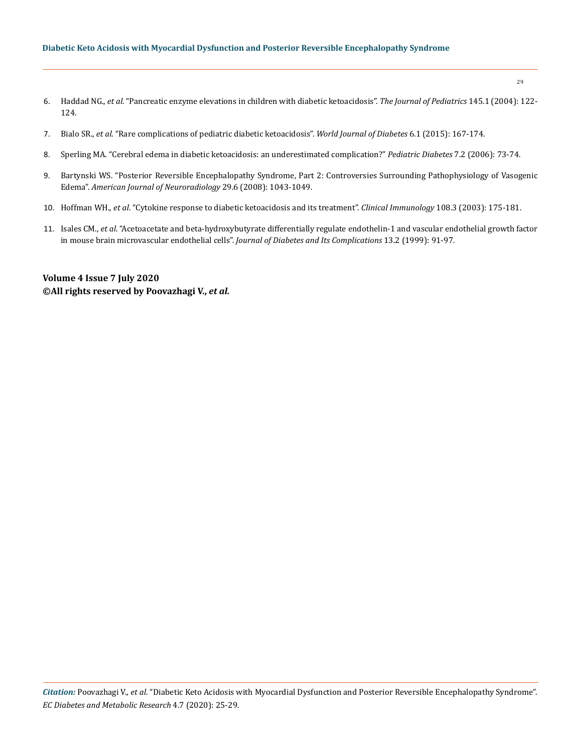6. Haddad NG., *et al*. "Pancreatic enzyme elevations in children with diabetic ketoacidosis". *The Journal of Pediatrics* 145.1 (2004): 122-124.
7. Bialo SR., *et al*. "Rare complications of pediatric diabetic ketoacidosis". *World Journal of Diabetes* 6.1 (2015): 167-174.
8. Sperling MA. "Cerebral edema in diabetic ketoacidosis: an underestimated complication?" *Pediatric Diabetes* 7.2 (2006): 73-74.
9. Bartynski WS. "Posterior Reversible Encephalopathy Syndrome, Part 2: Controversies Surrounding Pathophysiology of Vasogenic Edema". *American Journal of Neuroradiology* 29.6 (2008): 1043-1049.
10. Hoffman WH., *et al*. "Cytokine response to diabetic ketoacidosis and its treatment". *Clinical Immunology* 108.3 (2003): 175-181.
11. Isales CM., *et al*. "Acetoacetate and beta-hydroxybutyrate differentially regulate endothelin-1 and vascular endothelial growth factor in mouse brain microvascular endothelial cells". *Journal of Diabetes and Its Complications* 13.2 (1999): 91-97.

**Volume 4 Issue 7 July 2020**
**©All rights reserved by Poovazhagi V., *et al.***